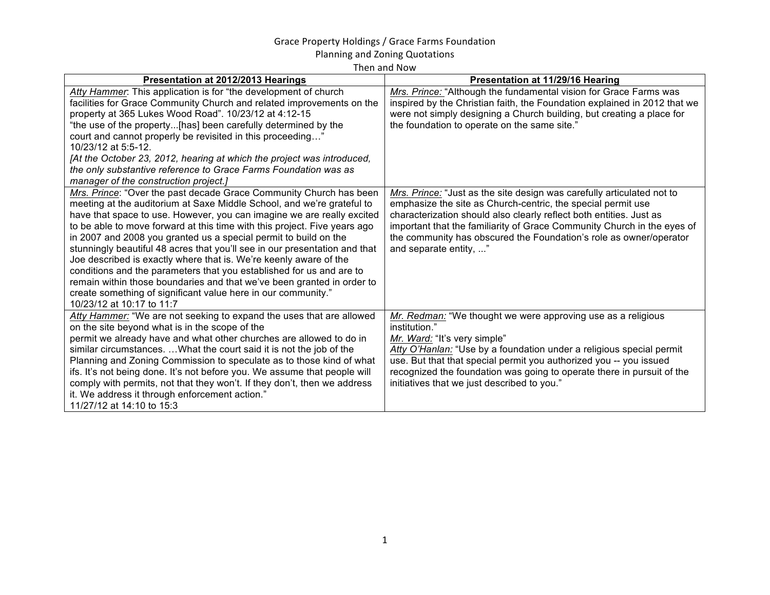# Grace Property Holdings / Grace Farms Foundation

## Planning and Zoning Quotations

### Then and Now

| **Presentation at 2012/2013 Hearings** | **Presentation at 11/29/16 Hearing** |
|---|---|
| _Atty Hammer_: This application is for "the development of church facilities for Grace Community Church and related improvements on the property at 365 Lukes Wood Road". 10/23/12 at 4:12-15<br>"the use of the property...[has] been carefully determined by the court and cannot properly be revisited in this proceeding…"<br>10/23/12 at 5:5-12.<br>*[At the October 23, 2012, hearing at which the project was introduced, the only substantive reference to Grace Farms Foundation was as manager of the construction project.]* | _Mrs. Prince:_ "Although the fundamental vision for Grace Farms was inspired by the Christian faith, the Foundation explained in 2012 that we were not simply designing a Church building, but creating a place for the foundation to operate on the same site." |
| _Mrs. Prince_: "Over the past decade Grace Community Church has been meeting at the auditorium at Saxe Middle School, and we're grateful to have that space to use. However, you can imagine we are really excited to be able to move forward at this time with this project. Five years ago in 2007 and 2008 you granted us a special permit to build on the stunningly beautiful 48 acres that you'll see in our presentation and that Joe described is exactly where that is. We're keenly aware of the conditions and the parameters that you established for us and are to remain within those boundaries and that we've been granted in order to create something of significant value here in our community."<br>10/23/12 at 10:17 to 11:7 | _Mrs. Prince:_ "Just as the site design was carefully articulated not to emphasize the site as Church-centric, the special permit use characterization should also clearly reflect both entities. Just as important that the familiarity of Grace Community Church in the eyes of the community has obscured the Foundation's role as owner/operator and separate entity, ..." |
| _Atty Hammer:_ "We are not seeking to expand the uses that are allowed on the site beyond what is in the scope of the permit we already have and what other churches are allowed to do in similar circumstances. …What the court said it is not the job of the Planning and Zoning Commission to speculate as to those kind of what ifs. It's not being done. It's not before you. We assume that people will comply with permits, not that they won't. If they don't, then we address it. We address it through enforcement action."<br>11/27/12 at 14:10 to 15:3 | _Mr. Redman:_ "We thought we were approving use as a religious institution."<br>_Mr. Ward:_ "It's very simple"<br>_Atty O'Hanlan:_ "Use by a foundation under a religious special permit use. But that that special permit you authorized you -- you issued recognized the foundation was going to operate there in pursuit of the initiatives that we just described to you." |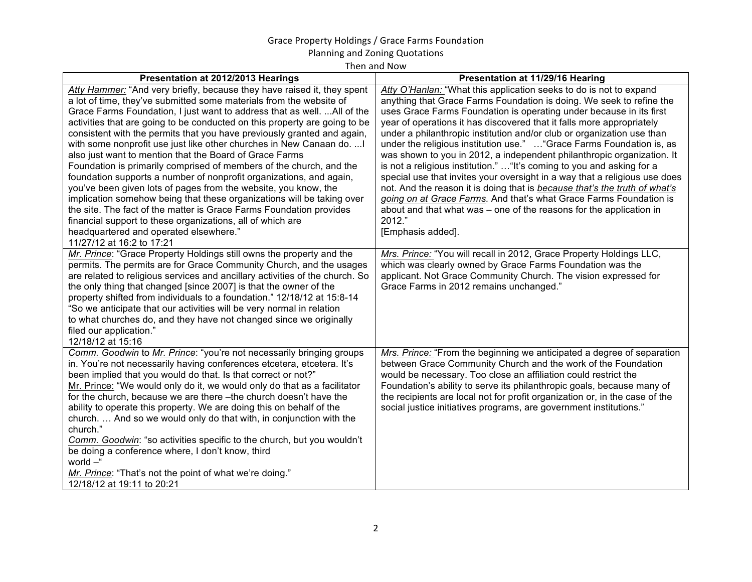Grace Property Holdings / Grace Farms Foundation
Planning and Zoning Quotations
Then and Now

| **Presentation at 2012/2013 Hearings** | **Presentation at 11/29/16 Hearing** |
| --- | --- |
| *Atty Hammer:* "And very briefly, because they have raised it, they spent a lot of time, they've submitted some materials from the website of Grace Farms Foundation, I just want to address that as well. ...All of the activities that are going to be conducted on this property are going to be consistent with the permits that you have previously granted and again, with some nonprofit use just like other churches in New Canaan do. ...I also just want to mention that the Board of Grace Farms Foundation is primarily comprised of members of the church, and the foundation supports a number of nonprofit organizations, and again, you've been given lots of pages from the website, you know, the implication somehow being that these organizations will be taking over the site. The fact of the matter is Grace Farms Foundation provides financial support to these organizations, all of which are headquartered and operated elsewhere."<br>11/27/12 at 16:2 to 17:21 | *Atty O'Hanlan:* "What this application seeks to do is not to expand anything that Grace Farms Foundation is doing. We seek to refine the uses Grace Farms Foundation is operating under because in its first year of operations it has discovered that it falls more appropriately under a philanthropic institution and/or club or organization use than under the religious institution use." …"Grace Farms Foundation is, as was shown to you in 2012, a independent philanthropic organization. It is not a religious institution." …"It's coming to you and asking for a special use that invites your oversight in a way that a religious use does not. And the reason it is doing that is ***because that's the truth of what's going on at Grace Farms.*** And that's what Grace Farms Foundation is about and that what was – one of the reasons for the application in 2012."<br>[Emphasis added]. |
| *Mr. Prince*: "Grace Property Holdings still owns the property and the permits. The permits are for Grace Community Church, and the usages are related to religious services and ancillary activities of the church. So the only thing that changed [since 2007] is that the owner of the property shifted from individuals to a foundation." 12/18/12 at 15:8-14<br>"So we anticipate that our activities will be very normal in relation to what churches do, and they have not changed since we originally filed our application."<br>12/18/12 at 15:16 | *Mrs. Prince:* "You will recall in 2012, Grace Property Holdings LLC, which was clearly owned by Grace Farms Foundation was the applicant. Not Grace Community Church. The vision expressed for Grace Farms in 2012 remains unchanged." |
| *Comm. Goodwin* to *Mr. Prince*: "you're not necessarily bringing groups in. You're not necessarily having conferences etcetera, etcetera. It's been implied that you would do that. Is that correct or not?"<br>Mr. Prince: "We would only do it, we would only do that as a facilitator for the church, because we are there –the church doesn't have the ability to operate this property. We are doing this on behalf of the church. … And so we would only do that with, in conjunction with the church."<br>*Comm. Goodwin*: "so activities specific to the church, but you wouldn't be doing a conference where, I don't know, third world –"<br>*Mr. Prince*: "That's not the point of what we're doing."<br>12/18/12 at 19:11 to 20:21 | *Mrs. Prince:* "From the beginning we anticipated a degree of separation between Grace Community Church and the work of the Foundation would be necessary. Too close an affiliation could restrict the Foundation's ability to serve its philanthropic goals, because many of the recipients are local not for profit organization or, in the case of the social justice initiatives programs, are government institutions." |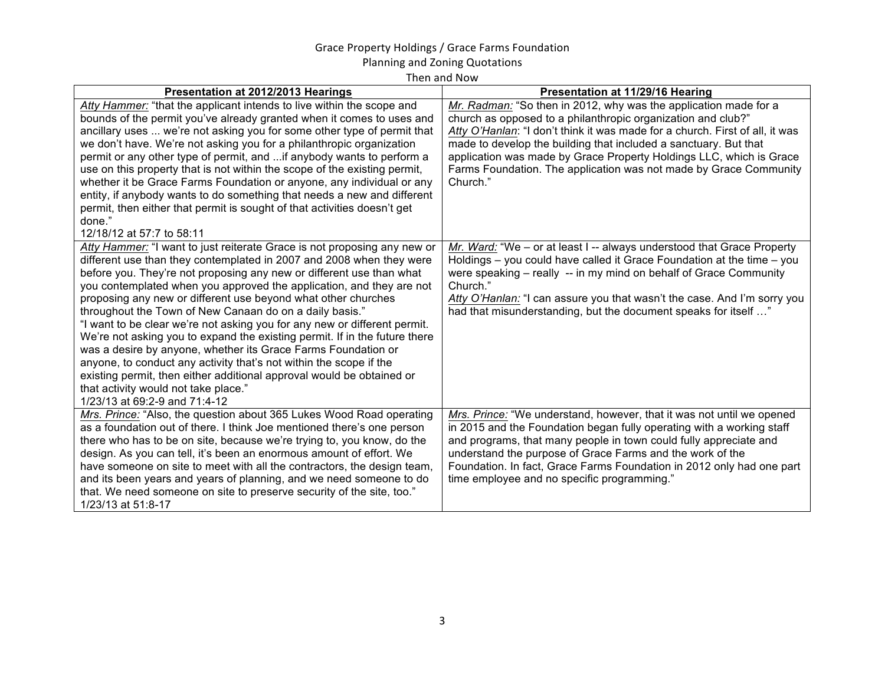Grace Property Holdings / Grace Farms Foundation
Planning and Zoning Quotations
Then and Now

| Presentation at 2012/2013 Hearings | Presentation at 11/29/16 Hearing |
| --- | --- |
| *Atty Hammer:* "that the applicant intends to live within the scope and bounds of the permit you've already granted when it comes to uses and ancillary uses ... we're not asking you for some other type of permit that we don't have. We're not asking you for a philanthropic organization permit or any other type of permit, and ...if anybody wants to perform a use on this property that is not within the scope of the existing permit, whether it be Grace Farms Foundation or anyone, any individual or any entity, if anybody wants to do something that needs a new and different permit, then either that permit is sought of that activities doesn't get done."<br>12/18/12 at 57:7 to 58:11 | *Mr. Radman:* "So then in 2012, why was the application made for a church as opposed to a philanthropic organization and club?"<br>*Atty O'Hanlan*: "I don't think it was made for a church. First of all, it was made to develop the building that included a sanctuary. But that application was made by Grace Property Holdings LLC, which is Grace Farms Foundation. The application was not made by Grace Community Church." |
| *Atty Hammer:* "I want to just reiterate Grace is not proposing any new or different use than they contemplated in 2007 and 2008 when they were before you. They're not proposing any new or different use than what you contemplated when you approved the application, and they are not proposing any new or different use beyond what other churches throughout the Town of New Canaan do on a daily basis."<br>"I want to be clear we're not asking you for any new or different permit. We're not asking you to expand the existing permit. If in the future there was a desire by anyone, whether its Grace Farms Foundation or anyone, to conduct any activity that's not within the scope if the existing permit, then either additional approval would be obtained or that activity would not take place."<br>1/23/13 at 69:2-9 and 71:4-12 | *Mr. Ward:* "We – or at least I -- always understood that Grace Property Holdings – you could have called it Grace Foundation at the time – you were speaking – really -- in my mind on behalf of Grace Community Church."<br>*Atty O'Hanlan:* "I can assure you that wasn't the case. And I'm sorry you had that misunderstanding, but the document speaks for itself …" |
| *Mrs. Prince:* "Also, the question about 365 Lukes Wood Road operating as a foundation out of there. I think Joe mentioned there's one person there who has to be on site, because we're trying to, you know, do the design. As you can tell, it's been an enormous amount of effort. We have someone on site to meet with all the contractors, the design team, and its been years and years of planning, and we need someone to do that. We need someone on site to preserve security of the site, too."<br>1/23/13 at 51:8-17 | *Mrs. Prince:* "We understand, however, that it was not until we opened in 2015 and the Foundation began fully operating with a working staff and programs, that many people in town could fully appreciate and understand the purpose of Grace Farms and the work of the Foundation. In fact, Grace Farms Foundation in 2012 only had one part time employee and no specific programming." |